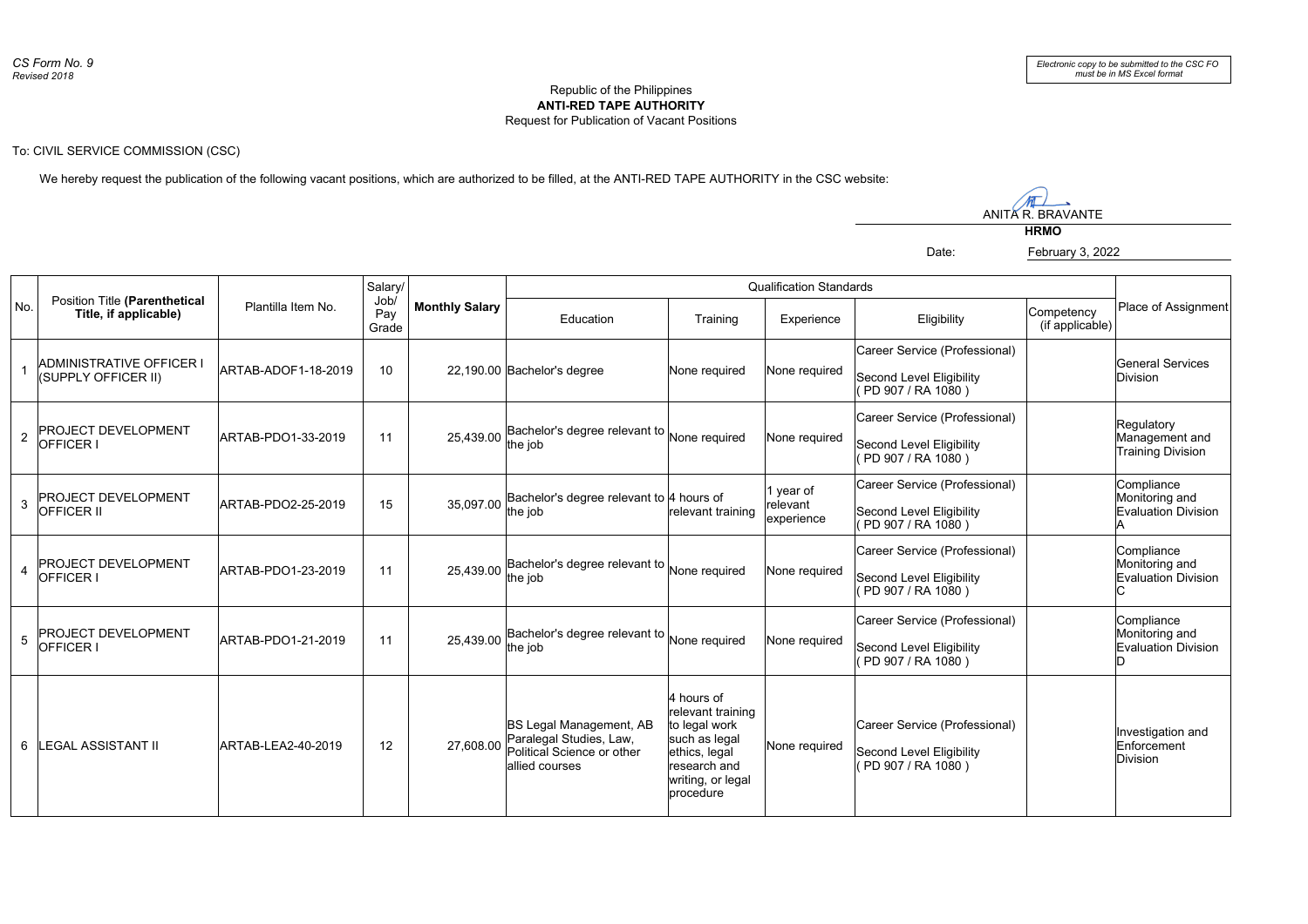*CS Form No. 9*
*Revised 2018*

*Electronic copy to be submitted to the CSC FO must be in MS Excel format*

Republic of the Philippines
**ANTI-RED TAPE AUTHORITY**
Request for Publication of Vacant Positions

To: CIVIL SERVICE COMMISSION (CSC)

We hereby request the publication of the following vacant positions, which are authorized to be filled, at the ANTI-RED TAPE AUTHORITY in the CSC website:

ANITA R. BRAVANTE
**HRMO**

Date: February 3, 2022

| No. | Position Title **(Parenthetical Title, if applicable)** | Plantilla Item No. | Salary/ Job/ Pay Grade | **Monthly Salary** | Qualification Standards | | | | | Place of Assignment |
|---|---|---|---|---|---|---|---|---|---|---|
| | | | | | Education | Training | Experience | Eligibility | Competency (if applicable) | |
| 1 | ADMINISTRATIVE OFFICER I (SUPPLY OFFICER II) | ARTAB-ADOF1-18-2019 | 10 | 22,190.00 | Bachelor's degree | None required | None required | Career Service (Professional) Second Level Eligibility ( PD 907 / RA 1080 ) | | General Services Division |
| 2 | PROJECT DEVELOPMENT OFFICER I | ARTAB-PDO1-33-2019 | 11 | 25,439.00 | Bachelor's degree relevant to the job | None required | None required | Career Service (Professional) Second Level Eligibility ( PD 907 / RA 1080 ) | | Regulatory Management and Training Division |
| 3 | PROJECT DEVELOPMENT OFFICER II | ARTAB-PDO2-25-2019 | 15 | 35,097.00 | Bachelor's degree relevant to the job | 4 hours of relevant training | 1 year of relevant experience | Career Service (Professional) Second Level Eligibility ( PD 907 / RA 1080 ) | | Compliance Monitoring and Evaluation Division A |
| 4 | PROJECT DEVELOPMENT OFFICER I | ARTAB-PDO1-23-2019 | 11 | 25,439.00 | Bachelor's degree relevant to the job | None required | None required | Career Service (Professional) Second Level Eligibility ( PD 907 / RA 1080 ) | | Compliance Monitoring and Evaluation Division C |
| 5 | PROJECT DEVELOPMENT OFFICER I | ARTAB-PDO1-21-2019 | 11 | 25,439.00 | Bachelor's degree relevant to the job | None required | None required | Career Service (Professional) Second Level Eligibility ( PD 907 / RA 1080 ) | | Compliance Monitoring and Evaluation Division D |
| 6 | LEGAL ASSISTANT II | ARTAB-LEA2-40-2019 | 12 | 27,608.00 | BS Legal Management, AB Paralegal Studies, Law, Political Science or other allied courses | 4 hours of relevant training to legal work such as legal ethics, legal research and writing, or legal procedure | None required | Career Service (Professional) Second Level Eligibility ( PD 907 / RA 1080 ) | | Investigation and Enforcement Division |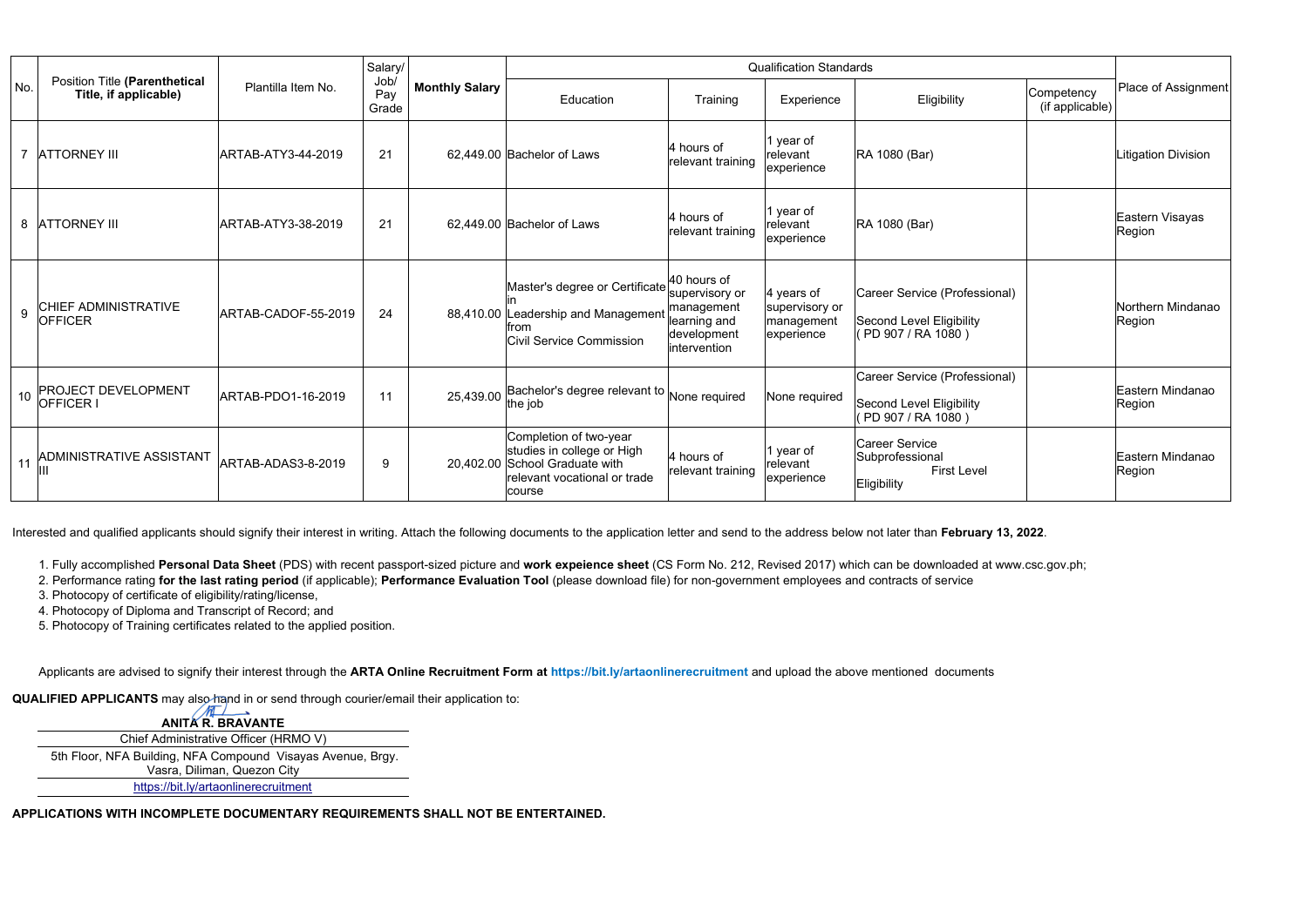| No. | Position Title **(Parenthetical Title, if applicable)** | Plantilla Item No. | Salary/ Job/ Pay Grade | **Monthly Salary** | Qualification Standards | | | | | Place of Assignment |
|---|---|---|---|---|---|---|---|---|---|---|
| | | | | | Education | Training | Experience | Eligibility | Competency (if applicable) | |
| 7 | ATTORNEY III | ARTAB-ATY3-44-2019 | 21 | 62,449.00 | Bachelor of Laws | 4 hours of relevant training | 1 year of relevant experience | RA 1080 (Bar) | | Litigation Division |
| 8 | ATTORNEY III | ARTAB-ATY3-38-2019 | 21 | 62,449.00 | Bachelor of Laws | 4 hours of relevant training | 1 year of relevant experience | RA 1080 (Bar) | | Eastern Visayas Region |
| 9 | CHIEF ADMINISTRATIVE OFFICER | ARTAB-CADOF-55-2019 | 24 | 88,410.00 | Master's degree or Certificate in Leadership and Management from Civil Service Commission | 40 hours of supervisory or management learning and development intervention | 4 years of supervisory or management experience | Career Service (Professional) Second Level Eligibility ( PD 907 / RA 1080 ) | | Northern Mindanao Region |
| 10 | PROJECT DEVELOPMENT OFFICER I | ARTAB-PDO1-16-2019 | 11 | 25,439.00 | Bachelor's degree relevant to the job | None required | None required | Career Service (Professional) Second Level Eligibility ( PD 907 / RA 1080 ) | | Eastern Mindanao Region |
| 11 | ADMINISTRATIVE ASSISTANT III | ARTAB-ADAS3-8-2019 | 9 | 20,402.00 | Completion of two-year studies in college or High School Graduate with relevant vocational or trade course | 4 hours of relevant training | 1 year of relevant experience | Career Service Subprofessional First Level Eligibility | | Eastern Mindanao Region |

Interested and qualified applicants should signify their interest in writing. Attach the following documents to the application letter and send to the address below not later than **February 13, 2022**.

1. Fully accomplished **Personal Data Sheet** (PDS) with recent passport-sized picture and **work expeience sheet** (CS Form No. 212, Revised 2017) which can be downloaded at www.csc.gov.ph;
2. Performance rating **for the last rating period** (if applicable); **Performance Evaluation Tool** (please download file) for non-government employees and contracts of service
3. Photocopy of certificate of eligibility/rating/license,
4. Photocopy of Diploma and Transcript of Record; and
5. Photocopy of Training certificates related to the applied position.

Applicants are advised to signify their interest through the **ARTA Online Recruitment Form at https://bit.ly/artaonlinerecruitment** and upload the above mentioned documents

**QUALIFIED APPLICANTS** may also hand in or send through courier/email their application to:

**ANITA R. BRAVANTE**
Chief Administrative Officer (HRMO V)
5th Floor, NFA Building, NFA Compound Visayas Avenue, Brgy. Vasra, Diliman, Quezon City
https://bit.ly/artaonlinerecruitment

**APPLICATIONS WITH INCOMPLETE DOCUMENTARY REQUIREMENTS SHALL NOT BE ENTERTAINED.**